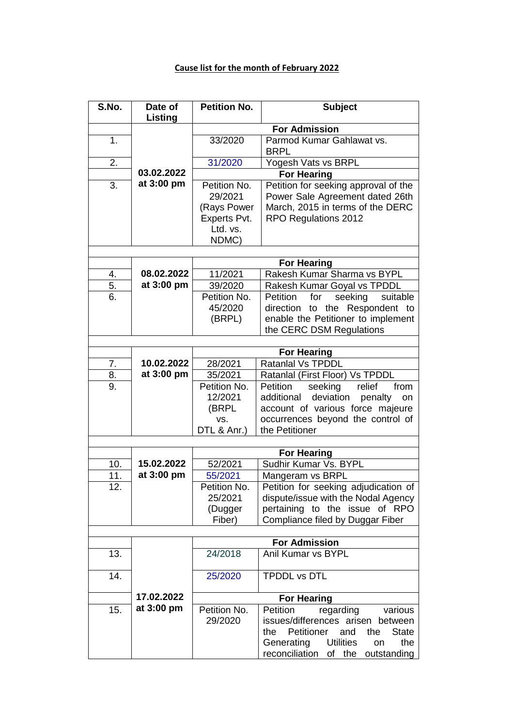**Cause list for the month of February 2022**

| S.No. | Date of Listing | Petition No. | Subject |
|---|---|---|---|
| | 03.02.2022 at 3:00 pm | **For Admission** | |
| 1. | | 33/2020 | Parmod Kumar Gahlawat vs. BRPL |
| 2. | | 31/2020 | Yogesh Vats vs BRPL |
| | | **For Hearing** | |
| 3. | | Petition No. 29/2021 (Rays Power Experts Pvt. Ltd. vs. NDMC) | Petition for seeking approval of the Power Sale Agreement dated 26th March, 2015 in terms of the DERC RPO Regulations 2012 |
| | | | |
| | 08.02.2022 at 3:00 pm | **For Hearing** | |
| 4. | | 11/2021 | Rakesh Kumar Sharma vs BYPL |
| 5. | | 39/2020 | Rakesh Kumar Goyal vs TPDDL |
| 6. | | Petition No. 45/2020 (BRPL) | Petition for seeking suitable direction to the Respondent to enable the Petitioner to implement the CERC DSM Regulations |
| | | | |
| | 10.02.2022 at 3:00 pm | **For Hearing** | |
| 7. | | 28/2021 | Ratanlal Vs TPDDL |
| 8. | | 35/2021 | Ratanlal (First Floor) Vs TPDDL |
| 9. | | Petition No. 12/2021 (BRPL vs. DTL & Anr.) | Petition seeking relief from additional deviation penalty on account of various force majeure occurrences beyond the control of the Petitioner |
| | | | |
| | 15.02.2022 at 3:00 pm | **For Hearing** | |
| 10. | | 52/2021 | Sudhir Kumar Vs. BYPL |
| 11. | | 55/2021 | Mangeram vs BRPL |
| 12. | | Petition No. 25/2021 (Dugger Fiber) | Petition for seeking adjudication of dispute/issue with the Nodal Agency pertaining to the issue of RPO Compliance filed by Duggar Fiber |
| | | | |
| | 17.02.2022 at 3:00 pm | **For Admission** | |
| 13. | | 24/2018 | Anil Kumar vs BYPL |
| 14. | | 25/2020 | TPDDL vs DTL |
| | | **For Hearing** | |
| 15. | | Petition No. 29/2020 | Petition regarding various issues/differences arisen between the Petitioner and the State Generating Utilities on the reconciliation of the outstanding |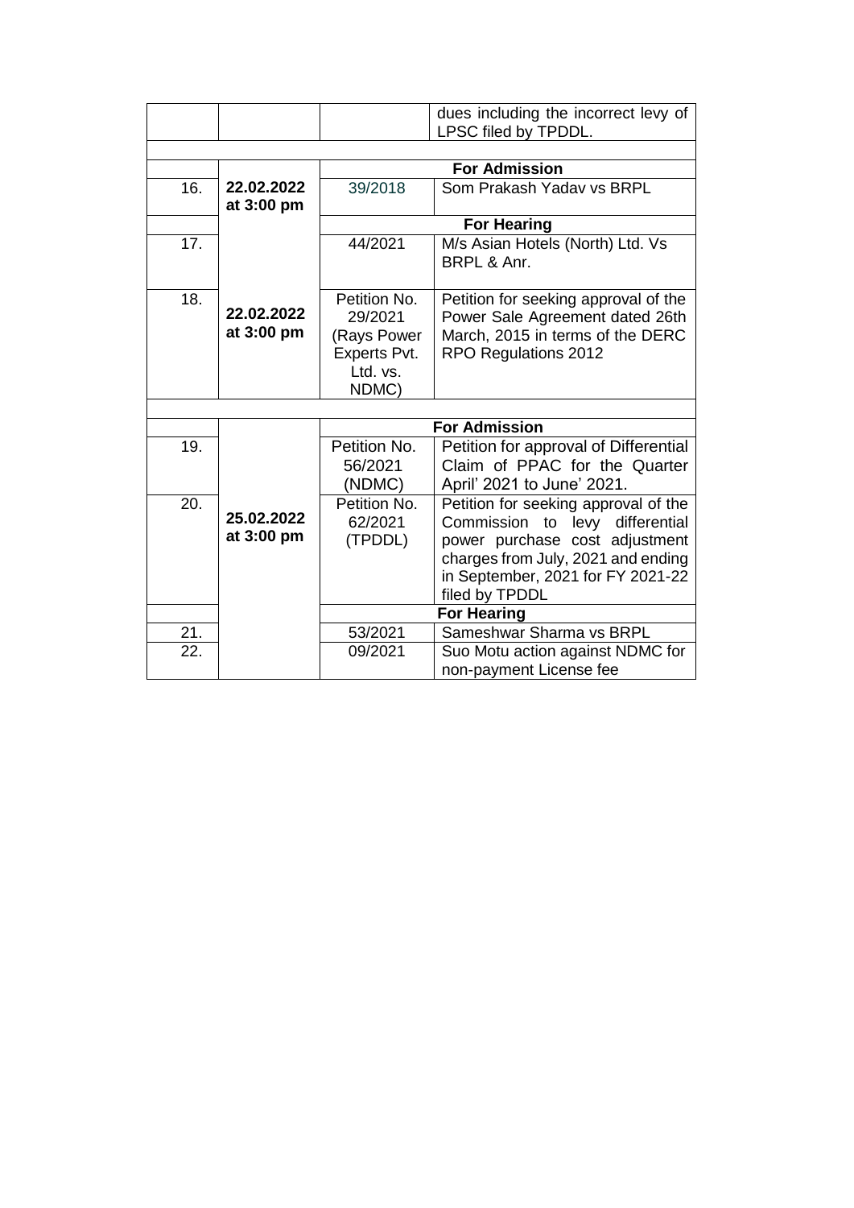| | | | |
|---|---|---|---|
| | | | dues including the incorrect levy of LPSC filed by TPDDL. |
| | | | |
| | | **For Admission** | |
| 16. | **22.02.2022 at 3:00 pm** | 39/2018 | Som Prakash Yadav vs BRPL |
| | | **For Hearing** | |
| 17. | | 44/2021 | M/s Asian Hotels (North) Ltd. Vs BRPL & Anr. |
| 18. | **22.02.2022 at 3:00 pm** | Petition No. 29/2021 (Rays Power Experts Pvt. Ltd. vs. NDMC) | Petition for seeking approval of the Power Sale Agreement dated 26th March, 2015 in terms of the DERC RPO Regulations 2012 |
| | | | |
| | | **For Admission** | |
| 19. | **25.02.2022 at 3:00 pm** | Petition No. 56/2021 (NDMC) | Petition for approval of Differential Claim of PPAC for the Quarter April' 2021 to June' 2021. |
| 20. | | Petition No. 62/2021 (TPDDL) | Petition for seeking approval of the Commission to levy differential power purchase cost adjustment charges from July, 2021 and ending in September, 2021 for FY 2021-22 filed by TPDDL |
| | | **For Hearing** | |
| 21. | | 53/2021 | Sameshwar Sharma vs BRPL |
| 22. | | 09/2021 | Suo Motu action against NDMC for non-payment License fee |